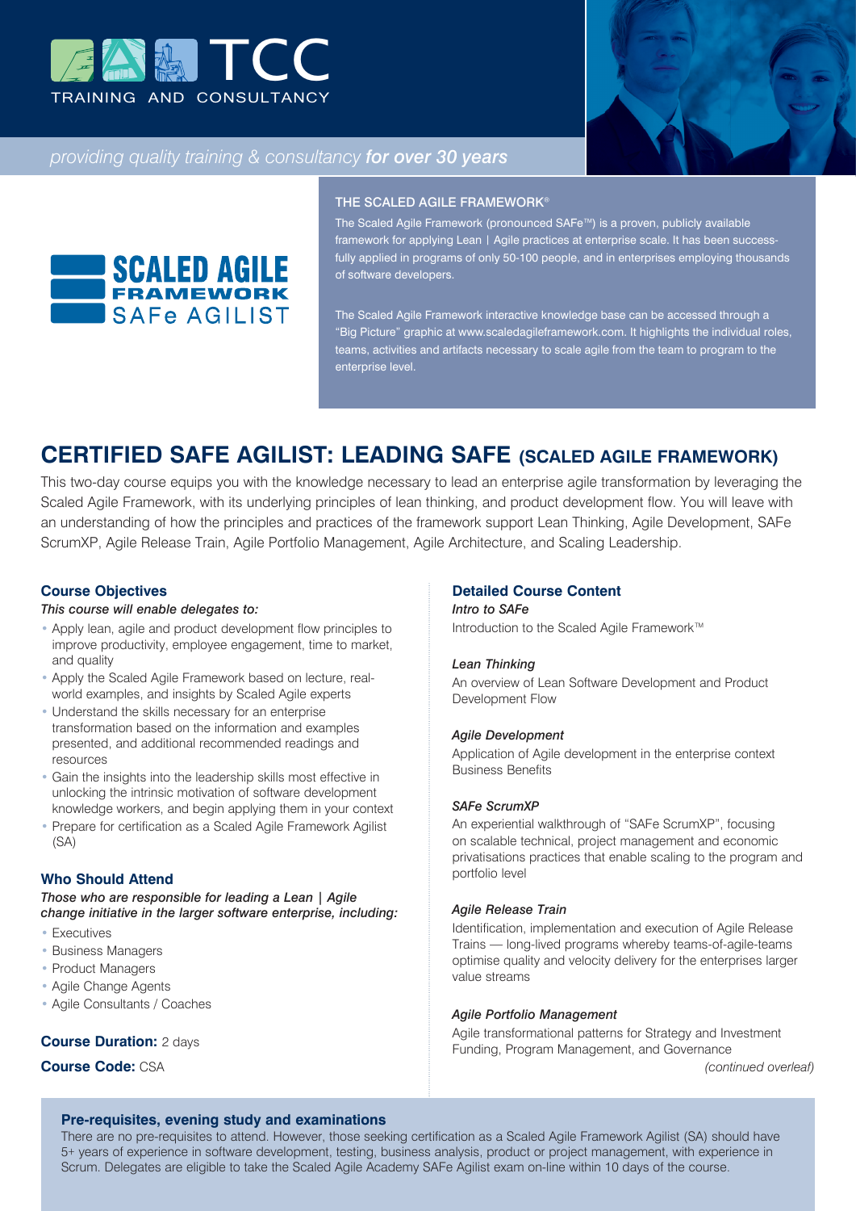TCC

TRAINING AND CONSULTANCY

*providing quality training & consultancy **for over 30 years***

SCALED AGILE FRAMEWORK SAFe AGILIST

### THE SCALED AGILE FRAMEWORK®

The Scaled Agile Framework (pronounced SAFe™) is a proven, publicly available framework for applying Lean | Agile practices at enterprise scale. It has been successfully applied in programs of only 50-100 people, and in enterprises employing thousands of software developers.

The Scaled Agile Framework interactive knowledge base can be accessed through a "Big Picture" graphic at www.scaledagileframework.com. It highlights the individual roles, teams, activities and artifacts necessary to scale agile from the team to program to the enterprise level.

# CERTIFIED SAFE AGILIST: LEADING SAFE (SCALED AGILE FRAMEWORK)

This two-day course equips you with the knowledge necessary to lead an enterprise agile transformation by leveraging the Scaled Agile Framework, with its underlying principles of lean thinking, and product development flow. You will leave with an understanding of how the principles and practices of the framework support Lean Thinking, Agile Development, SAFe ScrumXP, Agile Release Train, Agile Portfolio Management, Agile Architecture, and Scaling Leadership.

## Course Objectives

*This course will enable delegates to:*

- Apply lean, agile and product development flow principles to improve productivity, employee engagement, time to market, and quality
- Apply the Scaled Agile Framework based on lecture, real-world examples, and insights by Scaled Agile experts
- Understand the skills necessary for an enterprise transformation based on the information and examples presented, and additional recommended readings and resources
- Gain the insights into the leadership skills most effective in unlocking the intrinsic motivation of software development knowledge workers, and begin applying them in your context
- Prepare for certification as a Scaled Agile Framework Agilist (SA)

## Who Should Attend

*Those who are responsible for leading a Lean | Agile change initiative in the larger software enterprise, including:*

- Executives
- Business Managers
- Product Managers
- Agile Change Agents
- Agile Consultants / Coaches

**Course Duration:** 2 days

**Course Code:** CSA

## Detailed Course Content

***Intro to SAFe***

Introduction to the Scaled Agile Framework™

***Lean Thinking***

An overview of Lean Software Development and Product Development Flow

***Agile Development***

Application of Agile development in the enterprise context Business Benefits

***SAFe ScrumXP***

An experiential walkthrough of "SAFe ScrumXP", focusing on scalable technical, project management and economic privatisations practices that enable scaling to the program and portfolio level

***Agile Release Train***

Identification, implementation and execution of Agile Release Trains — long-lived programs whereby teams-of-agile-teams optimise quality and velocity delivery for the enterprises larger value streams

***Agile Portfolio Management***

Agile transformational patterns for Strategy and Investment Funding, Program Management, and Governance

*(continued overleaf)*

### Pre-requisites, evening study and examinations

There are no pre-requisites to attend. However, those seeking certification as a Scaled Agile Framework Agilist (SA) should have 5+ years of experience in software development, testing, business analysis, product or project management, with experience in Scrum. Delegates are eligible to take the Scaled Agile Academy SAFe Agilist exam on-line within 10 days of the course.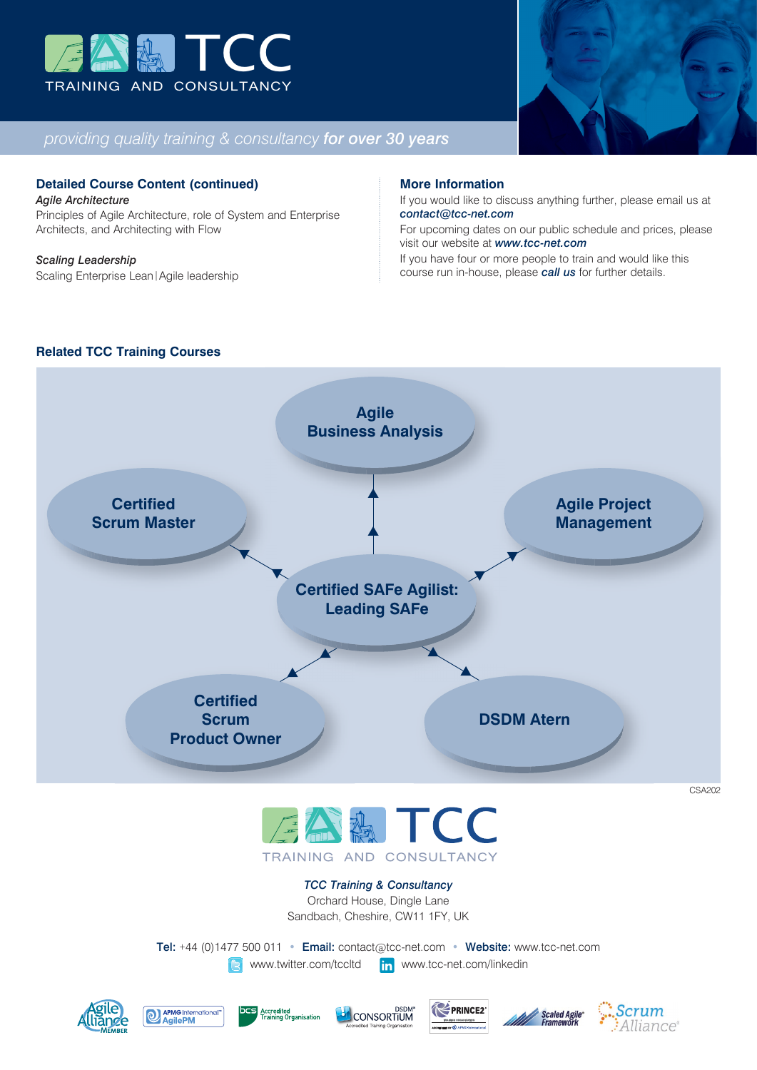TCC
TRAINING AND CONSULTANCY

*providing quality training & consultancy* ***for over 30 years***

## Detailed Course Content (continued)

***Agile Architecture***

Principles of Agile Architecture, role of System and Enterprise Architects, and Architecting with Flow

***Scaling Leadership***

Scaling Enterprise Lean | Agile leadership

## More Information

If you would like to discuss anything further, please email us at ***contact@tcc-net.com***

For upcoming dates on our public schedule and prices, please visit our website at ***www.tcc-net.com***

If you have four or more people to train and would like this course run in-house, please ***call us*** for further details.

## Related TCC Training Courses

Agile Business Analysis

Certified Scrum Master

Agile Project Management

Certified SAFe Agilist: Leading SAFe

Certified Scrum Product Owner

DSDM Atern

CSA202

TCC
TRAINING AND CONSULTANCY

***TCC Training & Consultancy***
Orchard House, Dingle Lane
Sandbach, Cheshire, CW11 1FY, UK

**Tel:** +44 (0)1477 500 011 • **Email:** contact@tcc-net.com • **Website:** www.tcc-net.com
www.twitter.com/tccltd    www.tcc-net.com/linkedin